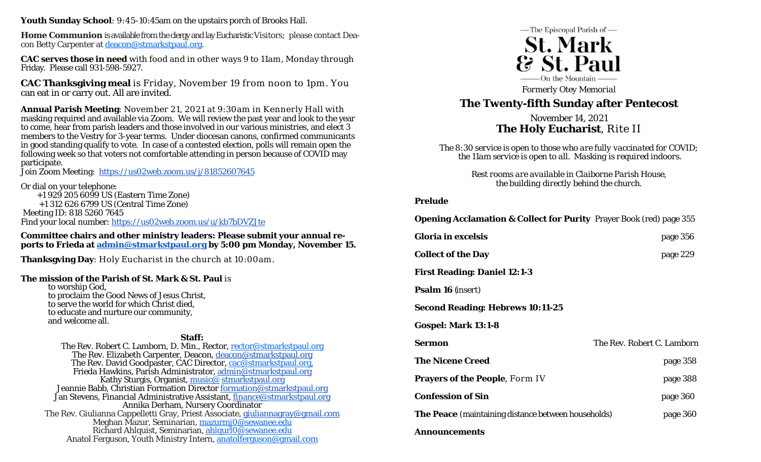**Youth Sunday School**: 9:45-10:45am on the upstairs porch of Brooks Hall.

**Home Communion** is available from the clergy and lay Eucharistic Visitors; please contact Deacon Betty Carpenter at deacon@stmarkstpaul.org.

**CAC serves those in need** with food and in other ways 9 to 11am, Monday through Friday. Please call 931-598-5927.

**CAC Thanksgiving meal** is Friday, November 19 from noon to 1pm. You can eat in or carry out. All are invited.

**Annual Parish Meeting**: November 21, 2021 at 9:30am in Kennerly Hall with masking required and available via Zoom. We will review the past year and look to the year to come, hear from parish leaders and those involved in our various ministries, and elect 3 members to the Vestry for 3-year terms. Under diocesan canons, confirmed communicants in good standing qualify to vote. In case of a contested election, polls will remain open the following week so that voters not comfortable attending in person because of COVID may participate.
Join Zoom Meeting: https://us02web.zoom.us/j/81852607645

Or dial on your telephone:
+1 929 205 6099 US (Eastern Time Zone)
+1 312 626 6799 US (Central Time Zone)
Meeting ID: 818 5260 7645
Find your local number: https://us02web.zoom.us/u/kb7bDVZJte

**Committee chairs and other ministry leaders: Please submit your annual reports to Frieda at admin@stmarkstpaul.org by 5:00 pm Monday, November 15.**

**Thanksgving Day**: Holy Eucharist in the church at 10:00am.

**The mission of the Parish of St. Mark & St. Paul** is
to worship God,
to proclaim the Good News of Jesus Christ,
to serve the world for which Christ died,
to educate and nurture our community,
and welcome all.

**Staff:**
The Rev. Robert C. Lamborn, D. Min., Rector, rector@stmarkstpaul.org
The Rev. Elizabeth Carpenter, Deacon, deacon@stmarkstpaul.org
The Rev. David Goodpaster, CAC Director, cac@stmarkstpaul.org,
Frieda Hawkins, Parish Administrator, admin@stmarkstpaul.org
Kathy Sturgis, Organist, music@ stmarkstpaul.org
Jeannie Babb, Christian Formation Director formation@stmarkstpaul.org
Jan Stevens, Financial Administrative Assistant, finance@stmarkstpaul.org
Annika Derham, Nursery Coordinator
The Rev. Giulianna Cappelletti Gray, Priest Associate, giuliannagray@gmail.com
Meghan Mazur, Seminarian, mazurmj0@sewanee.edu
Richard Ahlquist, Seminarian, ahlqurl0@sewanee.edu
Anatol Ferguson, Youth Ministry Intern, anatolferguson@gmail.com

—The Episcopal Parish of —

# St. Mark & St. Paul

—On the Mountain —

*Formerly Otey Memorial*

## The Twenty-fifth Sunday after Pentecost

November 14, 2021

**The Holy Eucharist**, Rite II

*The 8:30 service is open to those who are fully vaccinated for COVID; the 11am service is open to all. Masking is required indoors.*

*Rest rooms are available in Claiborne Parish House, the building directly behind the church.*

**Prelude**

**Opening Acclamation & Collect for Purity** Prayer Book (red) page 355

**Gloria in excelsis** page 356

**Collect of the Day** page 229

**First Reading: Daniel 12:1-3**

**Psalm 16** (insert)

**Second Reading: Hebrews 10:11-25**

**Gospel: Mark 13:1-8**

**Sermon** The Rev. Robert C. Lamborn

**The Nicene Creed** page 358

**Prayers of the People**, Form IV page 388

**Confession of Sin** page 360

**The Peace** (maintaining distance between households) page 360

**Announcements**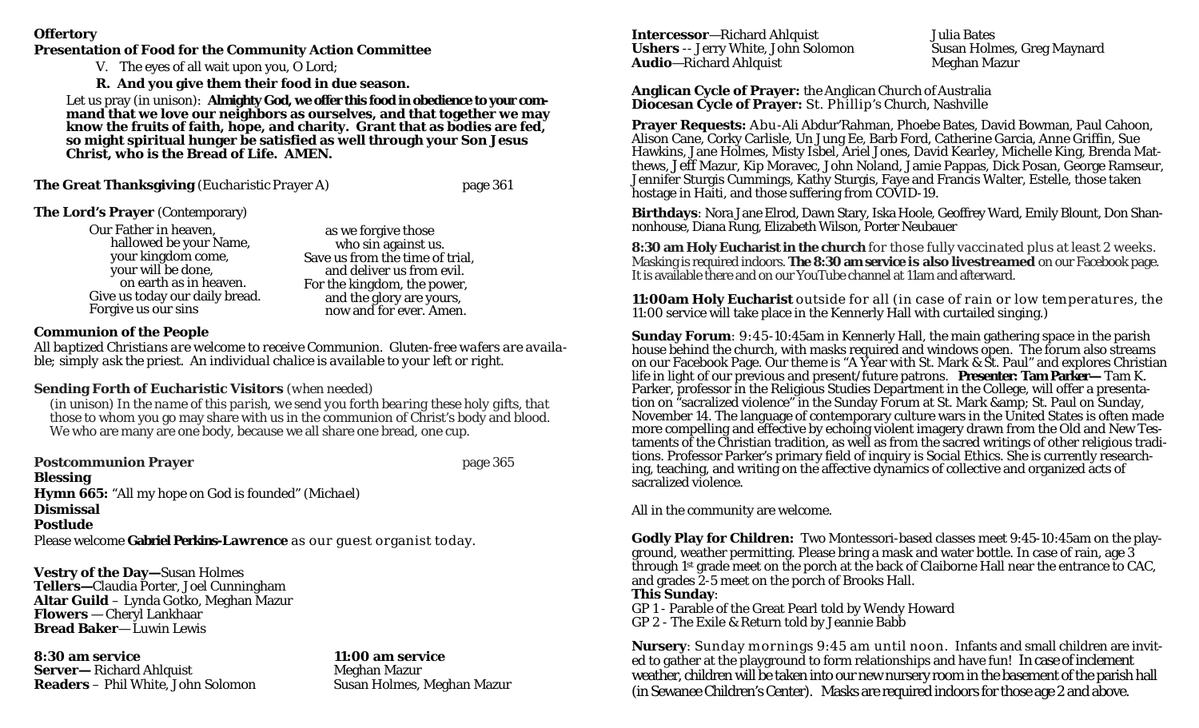**Offertory**

**Presentation of Food for the Community Action Committee**

V. The eyes of all wait upon you, O Lord;

**R. And you give them their food in due season.**

Let us pray (in unison): **Almighty God, we offer this food in obedience to your command that we love our neighbors as ourselves, and that together we may know the fruits of faith, hope, and charity. Grant that as bodies are fed, so might spiritual hunger be satisfied as well through your Son Jesus Christ, who is the Bread of Life. AMEN.**

**The Great Thanksgiving** (Eucharistic Prayer A) page 361

**The Lord's Prayer** (Contemporary)

Our Father in heaven,
hallowed be your Name,
your kingdom come,
your will be done,
on earth as in heaven.
Give us today our daily bread.
Forgive us our sins
as we forgive those
who sin against us.
Save us from the time of trial,
and deliver us from evil.
For the kingdom, the power,
and the glory are yours,
now and for ever. Amen.

**Communion of the People**

*All baptized Christians are welcome to receive Communion. Gluten-free wafers are available; simply ask the priest. An individual chalice is available to your left or right.*

**Sending Forth of Eucharistic Visitors** (when needed)

(in unison) *In the name of this parish, we send you forth bearing these holy gifts, that those to whom you go may share with us in the communion of Christ's body and blood. We who are many are one body, because we all share one bread, one cup.*

**Postcommunion Prayer** page 365

**Blessing**

**Hymn 665:** "All my hope on God is founded" (*Michael*)

**Dismissal**

**Postlude**

Please welcome **Gabriel Perkins-Lawrence** as our guest organist today.

**Vestry of the Day—**Susan Holmes
**Tellers—**Claudia Porter, Joel Cunningham
**Altar Guild** – Lynda Gotko, Meghan Mazur
**Flowers** — Cheryl Lankhaar
**Bread Baker**— Luwin Lewis

| | **8:30 am service** | **11:00 am service** |
|---|---|---|
| **Server** | Richard Ahlquist | Meghan Mazur |
| **Readers** | Phil White, John Solomon | Susan Holmes, Meghan Mazur |
| **Intercessor** | Richard Ahlquist | Julia Bates |
| **Ushers** | Jerry White, John Solomon | Susan Holmes, Greg Maynard |
| **Audio** | Richard Ahlquist | Meghan Mazur |

**Anglican Cycle of Prayer:** the Anglican Church of Australia
**Diocesan Cycle of Prayer:** St. Phillip's Church, Nashville

**Prayer Requests:** Abu-Ali Abdur'Rahman, Phoebe Bates, David Bowman, Paul Cahoon, Alison Cane, Corky Carlisle, Un Jung Ee, Barb Ford, Catherine Garcia, Anne Griffin, Sue Hawkins, Jane Holmes, Misty Isbel, Ariel Jones, David Kearley, Michelle King, Brenda Matthews, Jeff Mazur, Kip Moravec, John Noland, Jamie Pappas, Dick Posan, George Ramseur, Jennifer Sturgis Cummings, Kathy Sturgis, Faye and Francis Walter, Estelle, those taken hostage in Haiti, and those suffering from COVID-19.

**Birthdays**: Nora Jane Elrod, Dawn Stary, Iska Hoole, Geoffrey Ward, Emily Blount, Don Shannonhouse, Diana Rung, Elizabeth Wilson, Porter Neubauer

**8:30 am Holy Eucharist in the church** for those fully vaccinated plus at least 2 weeks. Masking is required indoors. **The 8:30 am service is also livestreamed** on our Facebook page. It is available there and on our YouTube channel at 11am and afterward.

**11:00am Holy Eucharist** outside for all (in case of rain or low temperatures, the 11:00 service will take place in the Kennerly Hall with curtailed singing.)

**Sunday Forum**: 9:45-10:45am in Kennerly Hall, the main gathering space in the parish house behind the church, with masks required and windows open. The forum also streams on our Facebook Page. Our theme is "A Year with St. Mark & St. Paul" and explores Christian life in light of our previous and present/future patrons. **Presenter: Tam Parker—** Tam K. Parker, professor in the Religious Studies Department in the College, will offer a presentation on "sacralized violence" in the Sunday Forum at St. Mark &amp; St. Paul on Sunday, November 14. The language of contemporary culture wars in the United States is often made more compelling and effective by echoing violent imagery drawn from the Old and New Testaments of the Christian tradition, as well as from the sacred writings of other religious traditions. Professor Parker's primary field of inquiry is Social Ethics. She is currently researching, teaching, and writing on the affective dynamics of collective and organized acts of sacralized violence.

All in the community are welcome.

**Godly Play for Children:** Two Montessori-based classes meet 9:45-10:45am on the playground, weather permitting. Please bring a mask and water bottle. In case of rain, age 3 through 1st grade meet on the porch at the back of Claiborne Hall near the entrance to CAC, and grades 2-5 meet on the porch of Brooks Hall.

**This Sunday**:
GP 1 - Parable of the Great Pearl told by Wendy Howard
GP 2 - The Exile & Return told by Jeannie Babb

**Nursery**: Sunday mornings 9:45 am until noon. Infants and small children are invited to gather at the playground to form relationships and have fun! In case of inclement weather, children will be taken into our new nursery room in the basement of the parish hall (in Sewanee Children's Center). Masks are required indoors for those age 2 and above.